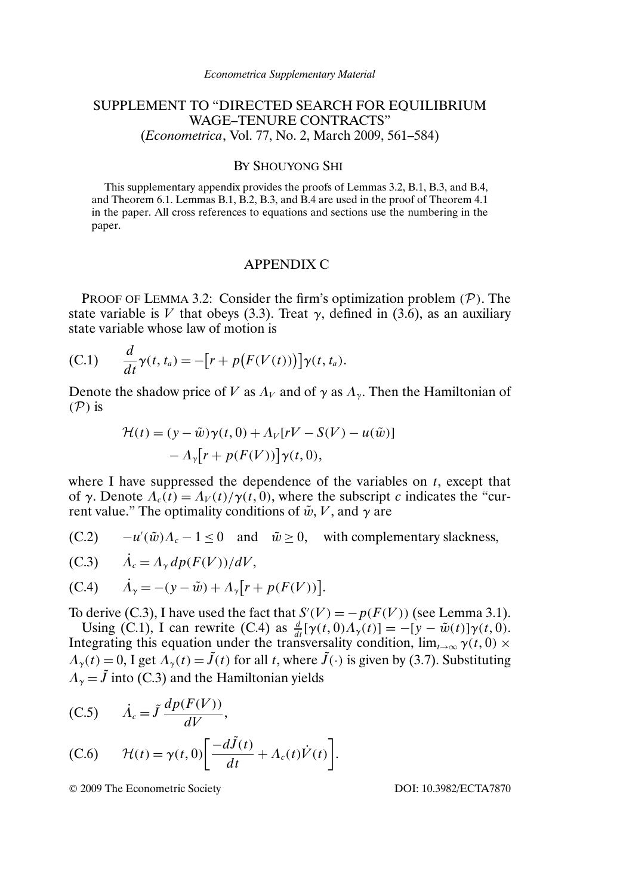# SUPPLEMENT TO "DIRECTED SEARCH FOR EQUILIBRIUM WAGE–TENURE CONTRACTS"
(*Econometrica*, Vol. 77, No. 2, March 2009, 561–584)

By Shouyong Shi

This supplementary appendix provides the proofs of Lemmas 3.2, B.1, B.3, and B.4, and Theorem 6.1. Lemmas B.1, B.2, B.3, and B.4 are used in the proof of Theorem 4.1 in the paper. All cross references to equations and sections use the numbering in the paper.

## APPENDIX C

Proof of Lemma 3.2: Consider the firm's optimization problem $(\mathcal{P})$. The state variable is $V$ that obeys (3.3). Treat $\gamma$, defined in (3.6), as an auxiliary state variable whose law of motion is

$$\text{(C.1)} \qquad \frac{d}{dt}\gamma(t, t_a) = -\big[r + p\big(F(V(t))\big)\big]\gamma(t, t_a).$$

Denote the shadow price of $V$ as $\Lambda_V$ and of $\gamma$ as $\Lambda_\gamma$. Then the Hamiltonian of $(\mathcal{P})$ is

$$\begin{aligned}\mathcal{H}(t) &= (y - \tilde{w})\gamma(t, 0) + \Lambda_V[rV - S(V) - u(\tilde{w})] \\ &\quad - \Lambda_\gamma\big[r + p(F(V))\big]\gamma(t, 0),\end{aligned}$$

where I have suppressed the dependence of the variables on $t$, except that of $\gamma$. Denote $\Lambda_c(t) = \Lambda_V(t)/\gamma(t, 0)$, where the subscript $c$ indicates the "current value." The optimality conditions of $\tilde{w}$, $V$, and $\gamma$ are

$$\text{(C.2)} \qquad -u'(\tilde{w})\Lambda_c - 1 \leq 0 \quad \text{and} \quad \tilde{w} \geq 0, \quad \text{with complementary slackness,}$$

$$\text{(C.3)} \qquad \dot{\Lambda}_c = \Lambda_\gamma \, dp(F(V))/dV,$$

$$\text{(C.4)} \qquad \dot{\Lambda}_\gamma = -(y - \tilde{w}) + \Lambda_\gamma\big[r + p(F(V))\big].$$

To derive (C.3), I have used the fact that $S'(V) = -p(F(V))$ (see Lemma 3.1).

Using (C.1), I can rewrite (C.4) as $\frac{d}{dt}[\gamma(t, 0)\Lambda_\gamma(t)] = -[y - \tilde{w}(t)]\gamma(t, 0)$. Integrating this equation under the transversality condition, $\lim_{t\to\infty} \gamma(t, 0) \times \Lambda_\gamma(t) = 0$, I get $\Lambda_\gamma(t) = \tilde{J}(t)$ for all $t$, where $\tilde{J}(\cdot)$ is given by (3.7). Substituting $\Lambda_\gamma = \tilde{J}$ into (C.3) and the Hamiltonian yields

$$\text{(C.5)} \qquad \dot{\Lambda}_c = \tilde{J}\,\frac{dp(F(V))}{dV},$$

$$\text{(C.6)} \qquad \mathcal{H}(t) = \gamma(t, 0)\left[\frac{-d\tilde{J}(t)}{dt} + \Lambda_c(t)\dot{V}(t)\right].$$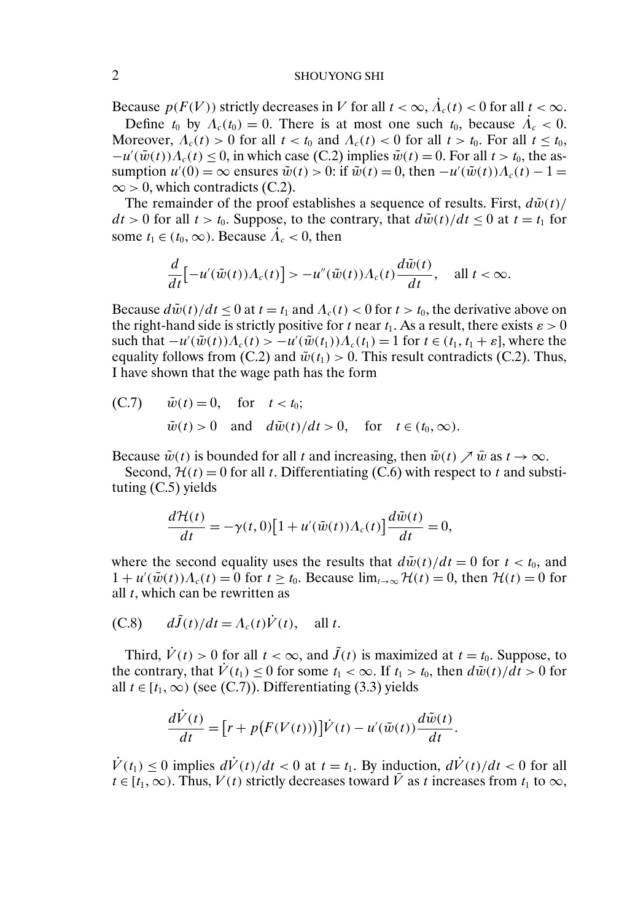Because $p(F(V))$ strictly decreases in $V$ for all $t < \infty$, $\dot{\Lambda}_c(t) < 0$ for all $t < \infty$.

Define $t_0$ by $\Lambda_c(t_0) = 0$. There is at most one such $t_0$, because $\dot{\Lambda}_c < 0$. Moreover, $\Lambda_c(t) > 0$ for all $t < t_0$ and $\Lambda_c(t) < 0$ for all $t > t_0$. For all $t \le t_0$, $-u'(\tilde{w}(t))\Lambda_c(t) \le 0$, in which case (C.2) implies $\tilde{w}(t) = 0$. For all $t > t_0$, the assumption $u'(0) = \infty$ ensures $\tilde{w}(t) > 0$: if $\tilde{w}(t) = 0$, then $-u'(\tilde{w}(t))\Lambda_c(t) - 1 = \infty > 0$, which contradicts (C.2).

The remainder of the proof establishes a sequence of results. First, $d\tilde{w}(t)/dt > 0$ for all $t > t_0$. Suppose, to the contrary, that $d\tilde{w}(t)/dt \le 0$ at $t = t_1$ for some $t_1 \in (t_0, \infty)$. Because $\dot{\Lambda}_c < 0$, then

$$\frac{d}{dt}\left[-u'(\tilde{w}(t))\Lambda_c(t)\right] > -u''(\tilde{w}(t))\Lambda_c(t)\frac{d\tilde{w}(t)}{dt}, \quad \text{all } t < \infty.$$

Because $d\tilde{w}(t)/dt \le 0$ at $t = t_1$ and $\Lambda_c(t) < 0$ for $t > t_0$, the derivative above on the right-hand side is strictly positive for $t$ near $t_1$. As a result, there exists $\varepsilon > 0$ such that $-u'(\tilde{w}(t))\Lambda_c(t) > -u'(\tilde{w}(t_1))\Lambda_c(t_1) = 1$ for $t \in (t_1, t_1 + \varepsilon]$, where the equality follows from (C.2) and $\tilde{w}(t_1) > 0$. This result contradicts (C.2). Thus, I have shown that the wage path has the form

$$\text{(C.7)} \qquad \begin{aligned} &\tilde{w}(t) = 0, \quad \text{for} \quad t < t_0; \\ &\tilde{w}(t) > 0 \quad \text{and} \quad d\tilde{w}(t)/dt > 0, \quad \text{for} \quad t \in (t_0, \infty). \end{aligned}$$

Because $\tilde{w}(t)$ is bounded for all $t$ and increasing, then $\tilde{w}(t) \nearrow \bar{w}$ as $t \to \infty$.

Second, $\mathcal{H}(t) = 0$ for all $t$. Differentiating (C.6) with respect to $t$ and substituting (C.5) yields

$$\frac{d\mathcal{H}(t)}{dt} = -\gamma(t, 0)\left[1 + u'(\tilde{w}(t))\Lambda_c(t)\right]\frac{d\tilde{w}(t)}{dt} = 0,$$

where the second equality uses the results that $d\tilde{w}(t)/dt = 0$ for $t < t_0$, and $1 + u'(\tilde{w}(t))\Lambda_c(t) = 0$ for $t \ge t_0$. Because $\lim_{t\to\infty} \mathcal{H}(t) = 0$, then $\mathcal{H}(t) = 0$ for all $t$, which can be rewritten as

$$\text{(C.8)} \qquad d\tilde{J}(t)/dt = \Lambda_c(t)\dot{V}(t), \quad \text{all } t.$$

Third, $\dot{V}(t) > 0$ for all $t < \infty$, and $\tilde{J}(t)$ is maximized at $t = t_0$. Suppose, to the contrary, that $\dot{V}(t_1) \le 0$ for some $t_1 < \infty$. If $t_1 > t_0$, then $d\tilde{w}(t)/dt > 0$ for all $t \in [t_1, \infty)$ (see (C.7)). Differentiating (3.3) yields

$$\frac{d\dot{V}(t)}{dt} = \left[r + p(F(V(t)))\right]\dot{V}(t) - u'(\tilde{w}(t))\frac{d\tilde{w}(t)}{dt}.$$

$\dot{V}(t_1) \le 0$ implies $d\dot{V}(t)/dt < 0$ at $t = t_1$. By induction, $d\dot{V}(t)/dt < 0$ for all $t \in [t_1, \infty)$. Thus, $V(t)$ strictly decreases toward $\bar{V}$ as $t$ increases from $t_1$ to $\infty$,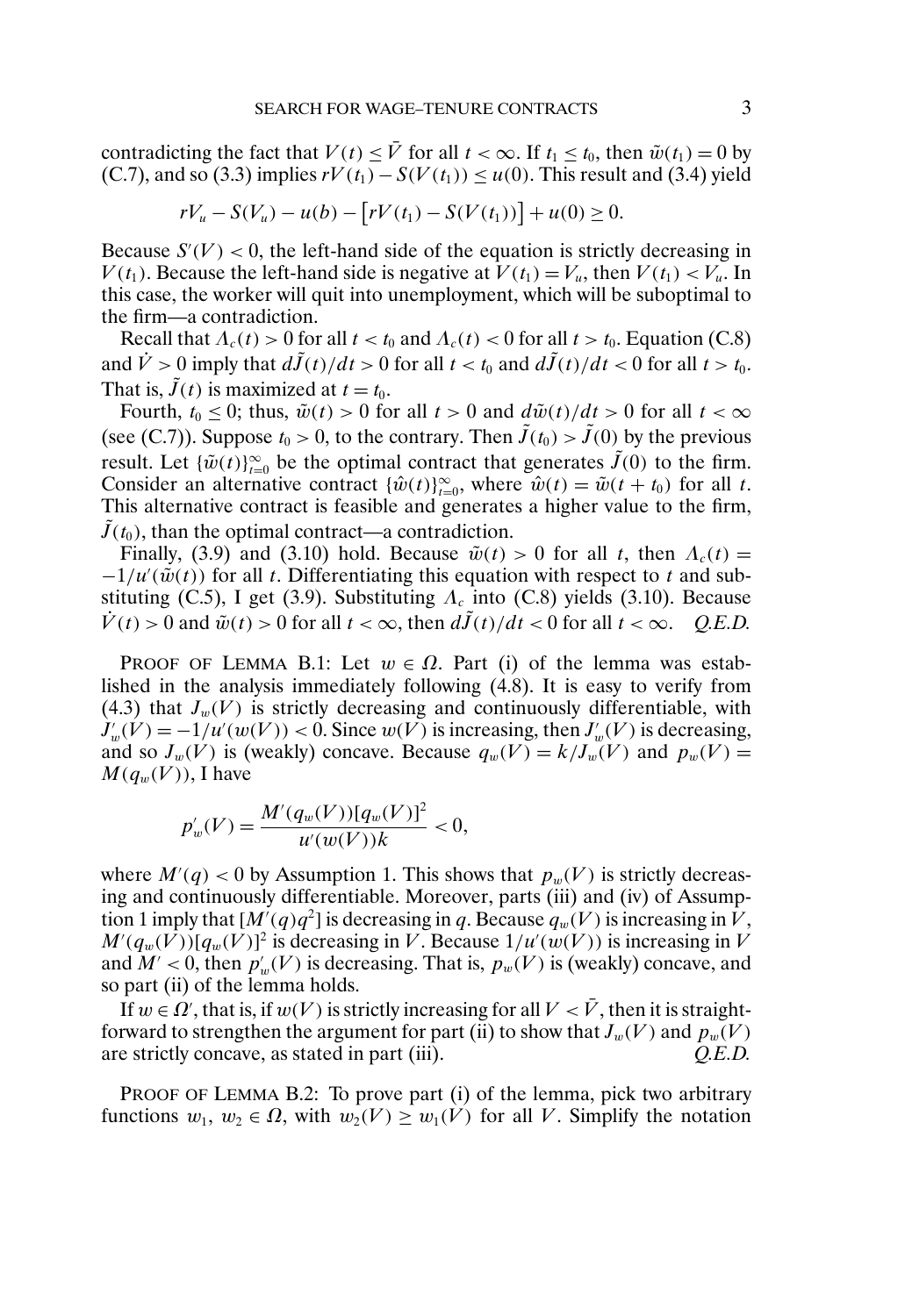contradicting the fact that $V(t) \leq \bar{V}$ for all $t < \infty$. If $t_1 \leq t_0$, then $\tilde{w}(t_1) = 0$ by (C.7), and so (3.3) implies $rV(t_1) - S(V(t_1)) \leq u(0)$. This result and (3.4) yield

$$rV_u - S(V_u) - u(b) - \left[rV(t_1) - S(V(t_1))\right] + u(0) \geq 0.$$

Because $S'(V) < 0$, the left-hand side of the equation is strictly decreasing in $V(t_1)$. Because the left-hand side is negative at $V(t_1) = V_u$, then $V(t_1) < V_u$. In this case, the worker will quit into unemployment, which will be suboptimal to the firm—a contradiction.

Recall that $\Lambda_c(t) > 0$ for all $t < t_0$ and $\Lambda_c(t) < 0$ for all $t > t_0$. Equation (C.8) and $\dot{V} > 0$ imply that $d\tilde{J}(t)/dt > 0$ for all $t < t_0$ and $d\tilde{J}(t)/dt < 0$ for all $t > t_0$. That is, $\tilde{J}(t)$ is maximized at $t = t_0$.

Fourth, $t_0 \leq 0$; thus, $\tilde{w}(t) > 0$ for all $t > 0$ and $d\tilde{w}(t)/dt > 0$ for all $t < \infty$ (see (C.7)). Suppose $t_0 > 0$, to the contrary. Then $\tilde{J}(t_0) > \tilde{J}(0)$ by the previous result. Let $\{\tilde{w}(t)\}_{t=0}^{\infty}$ be the optimal contract that generates $\tilde{J}(0)$ to the firm. Consider an alternative contract $\{\hat{w}(t)\}_{t=0}^{\infty}$, where $\hat{w}(t) = \tilde{w}(t + t_0)$ for all $t$. This alternative contract is feasible and generates a higher value to the firm, $\tilde{J}(t_0)$, than the optimal contract—a contradiction.

Finally, (3.9) and (3.10) hold. Because $\tilde{w}(t) > 0$ for all $t$, then $\Lambda_c(t) = -1/u'(\tilde{w}(t))$ for all $t$. Differentiating this equation with respect to $t$ and substituting (C.5), I get (3.9). Substituting $\Lambda_c$ into (C.8) yields (3.10). Because $\dot{V}(t) > 0$ and $\tilde{w}(t) > 0$ for all $t < \infty$, then $d\tilde{J}(t)/dt < 0$ for all $t < \infty$. *Q.E.D.*

Proof of Lemma B.1: Let $w \in \Omega$. Part (i) of the lemma was established in the analysis immediately following (4.8). It is easy to verify from (4.3) that $J_w(V)$ is strictly decreasing and continuously differentiable, with $J'_w(V) = -1/u'(w(V)) < 0$. Since $w(V)$ is increasing, then $J'_w(V)$ is decreasing, and so $J_w(V)$ is (weakly) concave. Because $q_w(V) = k/J_w(V)$ and $p_w(V) = M(q_w(V))$, I have

$$p'_w(V) = \frac{M'(q_w(V))[q_w(V)]^2}{u'(w(V))k} < 0,$$

where $M'(q) < 0$ by Assumption 1. This shows that $p_w(V)$ is strictly decreasing and continuously differentiable. Moreover, parts (iii) and (iv) of Assumption 1 imply that $[M'(q)q^2]$ is decreasing in $q$. Because $q_w(V)$ is increasing in $V$, $M'(q_w(V))[q_w(V)]^2$ is decreasing in $V$. Because $1/u'(w(V))$ is increasing in $V$ and $M' < 0$, then $p'_w(V)$ is decreasing. That is, $p_w(V)$ is (weakly) concave, and so part (ii) of the lemma holds.

If $w \in \Omega'$, that is, if $w(V)$ is strictly increasing for all $V < \bar{V}$, then it is straightforward to strengthen the argument for part (ii) to show that $J_w(V)$ and $p_w(V)$ are strictly concave, as stated in part (iii). *Q.E.D.*

Proof of Lemma B.2: To prove part (i) of the lemma, pick two arbitrary functions $w_1, w_2 \in \Omega$, with $w_2(V) \geq w_1(V)$ for all $V$. Simplify the notation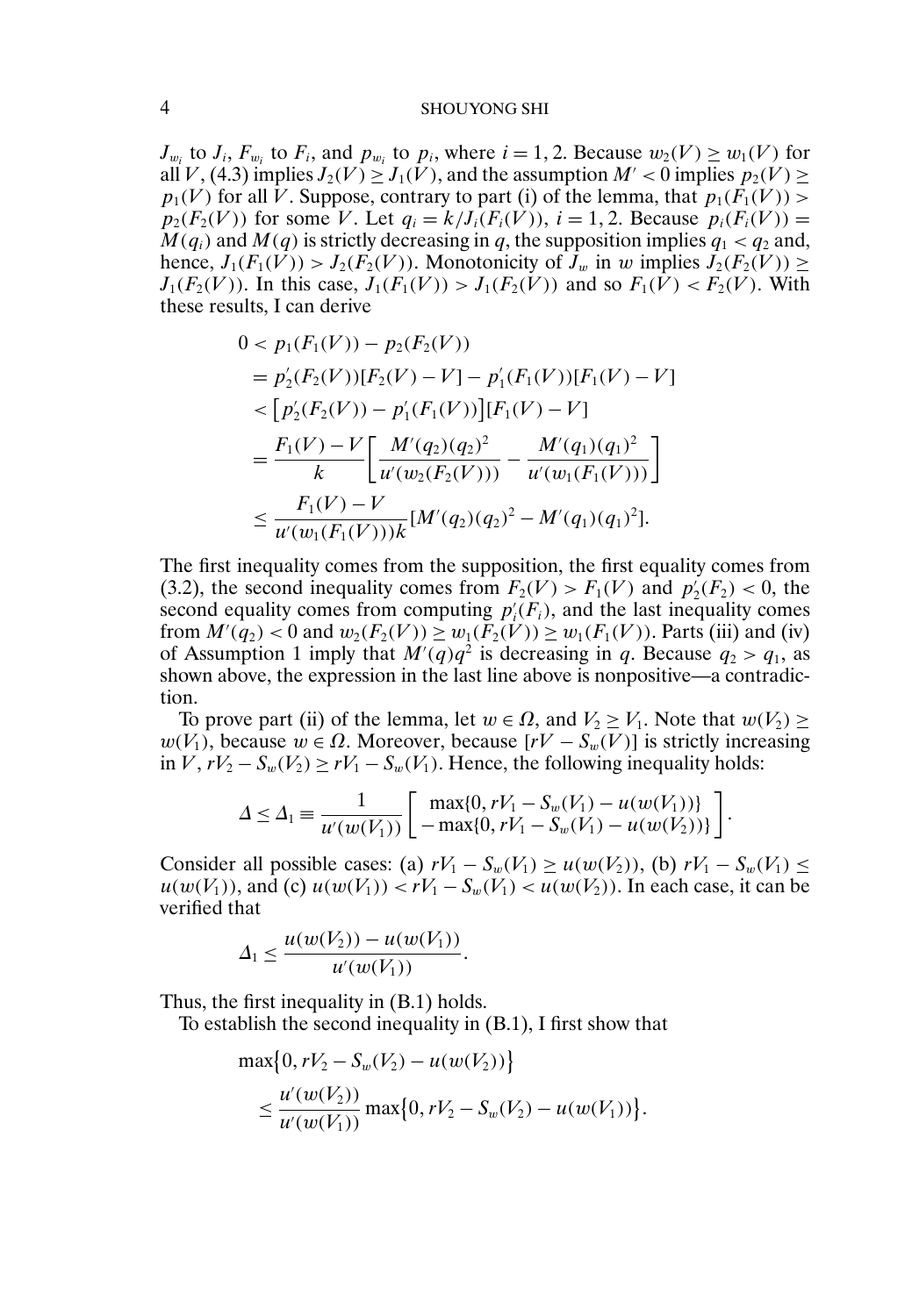$J_{w_i}$ to $J_i$, $F_{w_i}$ to $F_i$, and $p_{w_i}$ to $p_i$, where $i = 1, 2$. Because $w_2(V) \geq w_1(V)$ for all $V$, (4.3) implies $J_2(V) \geq J_1(V)$, and the assumption $M' < 0$ implies $p_2(V) \geq p_1(V)$ for all $V$. Suppose, contrary to part (i) of the lemma, that $p_1(F_1(V)) > p_2(F_2(V))$ for some $V$. Let $q_i = k/J_i(F_i(V))$, $i = 1, 2$. Because $p_i(F_i(V)) = M(q_i)$ and $M(q)$ is strictly decreasing in $q$, the supposition implies $q_1 < q_2$ and, hence, $J_1(F_1(V)) > J_2(F_2(V))$. Monotonicity of $J_w$ in $w$ implies $J_2(F_2(V)) \geq J_1(F_2(V))$. In this case, $J_1(F_1(V)) > J_1(F_2(V))$ and so $F_1(V) < F_2(V)$. With these results, I can derive

$$
\begin{aligned}
0 &< p_1(F_1(V)) - p_2(F_2(V)) \\
&= p_2'(F_2(V))[F_2(V) - V] - p_1'(F_1(V))[F_1(V) - V] \\
&< \big[p_2'(F_2(V)) - p_1'(F_1(V))\big][F_1(V) - V] \\
&= \frac{F_1(V) - V}{k}\left[\frac{M'(q_2)(q_2)^2}{u'(w_2(F_2(V)))} - \frac{M'(q_1)(q_1)^2}{u'(w_1(F_1(V)))}\right] \\
&\leq \frac{F_1(V) - V}{u'(w_1(F_1(V)))k}[M'(q_2)(q_2)^2 - M'(q_1)(q_1)^2].
\end{aligned}
$$

The first inequality comes from the supposition, the first equality comes from (3.2), the second inequality comes from $F_2(V) > F_1(V)$ and $p_2'(F_2) < 0$, the second equality comes from computing $p_i'(F_i)$, and the last inequality comes from $M'(q_2) < 0$ and $w_2(F_2(V)) \geq w_1(F_2(V)) \geq w_1(F_1(V))$. Parts (iii) and (iv) of Assumption 1 imply that $M'(q)q^2$ is decreasing in $q$. Because $q_2 > q_1$, as shown above, the expression in the last line above is nonpositive—a contradiction.

To prove part (ii) of the lemma, let $w \in \Omega$, and $V_2 \geq V_1$. Note that $w(V_2) \geq w(V_1)$, because $w \in \Omega$. Moreover, because $[rV - S_w(V)]$ is strictly increasing in $V$, $rV_2 - S_w(V_2) \geq rV_1 - S_w(V_1)$. Hence, the following inequality holds:

$$
\Delta \leq \Delta_1 \equiv \frac{1}{u'(w(V_1))}\left[\begin{array}{c} \max\{0, rV_1 - S_w(V_1) - u(w(V_1))\} \\ - \max\{0, rV_1 - S_w(V_1) - u(w(V_2))\} \end{array}\right].
$$

Consider all possible cases: (a) $rV_1 - S_w(V_1) \geq u(w(V_2))$, (b) $rV_1 - S_w(V_1) \leq u(w(V_1))$, and (c) $u(w(V_1)) < rV_1 - S_w(V_1) < u(w(V_2))$. In each case, it can be verified that

$$
\Delta_1 \leq \frac{u(w(V_2)) - u(w(V_1))}{u'(w(V_1))}.
$$

Thus, the first inequality in (B.1) holds.

To establish the second inequality in (B.1), I first show that

$$
\begin{aligned}
&\max\big\{0, rV_2 - S_w(V_2) - u(w(V_2))\big\} \\
&\quad \leq \frac{u'(w(V_2))}{u'(w(V_1))}\max\big\{0, rV_2 - S_w(V_2) - u(w(V_1))\big\}.
\end{aligned}
$$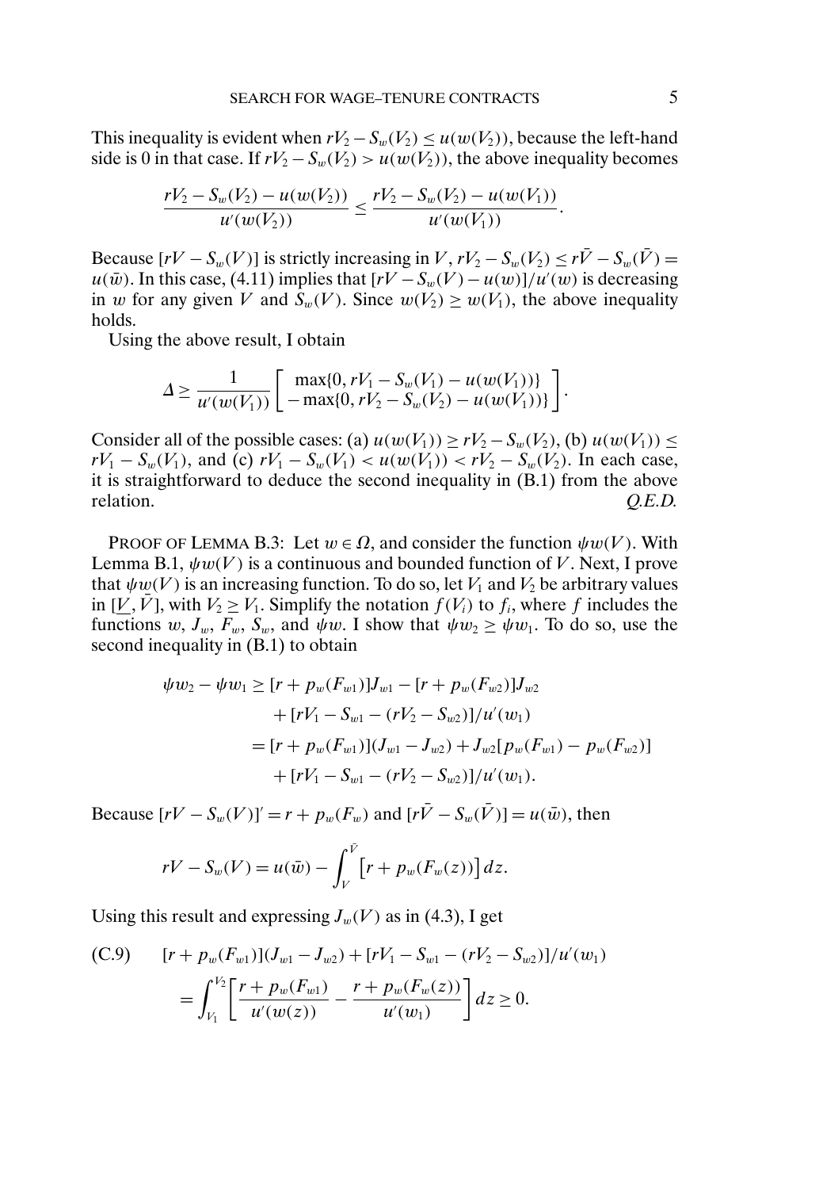This inequality is evident when $rV_2 - S_w(V_2) \le u(w(V_2))$, because the left-hand side is 0 in that case. If $rV_2 - S_w(V_2) > u(w(V_2))$, the above inequality becomes

$$\frac{rV_2 - S_w(V_2) - u(w(V_2))}{u'(w(V_2))} \le \frac{rV_2 - S_w(V_2) - u(w(V_1))}{u'(w(V_1))}.$$

Because $[rV - S_w(V)]$ is strictly increasing in $V$, $rV_2 - S_w(V_2) \le r\bar{V} - S_w(\bar{V}) = u(\bar{w})$. In this case, (4.11) implies that $[rV - S_w(V) - u(w)]/u'(w)$ is decreasing in $w$ for any given $V$ and $S_w(V)$. Since $w(V_2) \ge w(V_1)$, the above inequality holds.

Using the above result, I obtain

$$\Delta \ge \frac{1}{u'(w(V_1))}\left[\begin{array}{c} \max\{0, rV_1 - S_w(V_1) - u(w(V_1))\} \\ -\max\{0, rV_2 - S_w(V_2) - u(w(V_1))\} \end{array}\right].$$

Consider all of the possible cases: (a) $u(w(V_1)) \ge rV_2 - S_w(V_2)$, (b) $u(w(V_1)) \le rV_1 - S_w(V_1)$, and (c) $rV_1 - S_w(V_1) < u(w(V_1)) < rV_2 - S_w(V_2)$. In each case, it is straightforward to deduce the second inequality in (B.1) from the above relation. *Q.E.D.*

PROOF OF LEMMA B.3: Let $w \in \Omega$, and consider the function $\psi w(V)$. With Lemma B.1, $\psi w(V)$ is a continuous and bounded function of $V$. Next, I prove that $\psi w(V)$ is an increasing function. To do so, let $V_1$ and $V_2$ be arbitrary values in $[\underline{V}, \bar{V}]$, with $V_2 \ge V_1$. Simplify the notation $f(V_i)$ to $f_i$, where $f$ includes the functions $w$, $J_w$, $F_w$, $S_w$, and $\psi w$. I show that $\psi w_2 \ge \psi w_1$. To do so, use the second inequality in (B.1) to obtain

$$\begin{aligned}
\psi w_2 - \psi w_1 &\ge [r + p_w(F_{w1})]J_{w1} - [r + p_w(F_{w2})]J_{w2} \\
&\quad + [rV_1 - S_{w1} - (rV_2 - S_{w2})]/u'(w_1) \\
&= [r + p_w(F_{w1})](J_{w1} - J_{w2}) + J_{w2}[p_w(F_{w1}) - p_w(F_{w2})] \\
&\quad + [rV_1 - S_{w1} - (rV_2 - S_{w2})]/u'(w_1).
\end{aligned}$$

Because $[rV - S_w(V)]' = r + p_w(F_w)$ and $[r\bar{V} - S_w(\bar{V})] = u(\bar{w})$, then

$$rV - S_w(V) = u(\bar{w}) - \int_V^{\bar{V}} \big[r + p_w(F_w(z))\big]\,dz.$$

Using this result and expressing $J_w(V)$ as in (4.3), I get

$$\begin{aligned}
\text{(C.9)}\qquad & [r + p_w(F_{w1})](J_{w1} - J_{w2}) + [rV_1 - S_{w1} - (rV_2 - S_{w2})]/u'(w_1) \\
&= \int_{V_1}^{V_2}\left[\frac{r + p_w(F_{w1})}{u'(w(z))} - \frac{r + p_w(F_w(z))}{u'(w_1)}\right]dz \ge 0.
\end{aligned}$$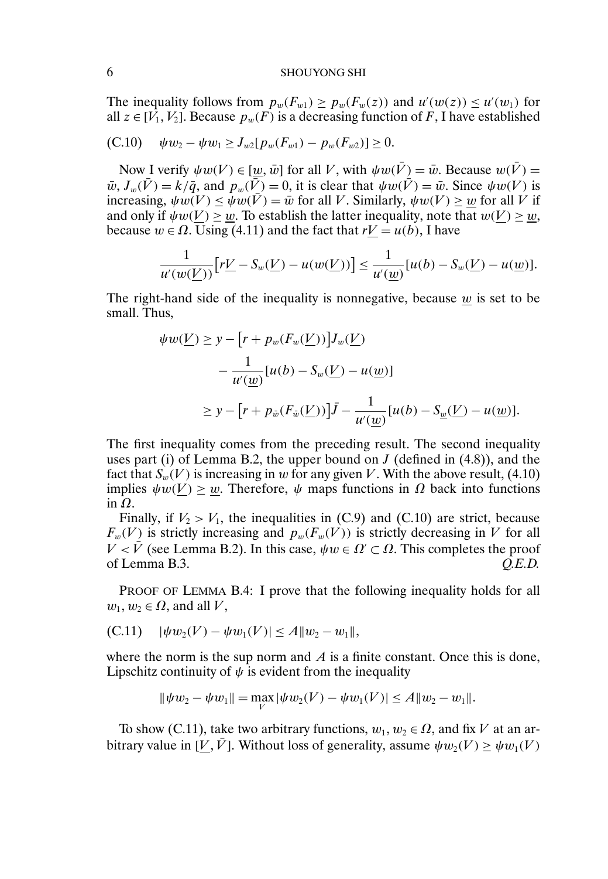The inequality follows from $p_w(F_{w1}) \geq p_w(F_w(z))$ and $u'(w(z)) \leq u'(w_1)$ for all $z \in [V_1, V_2]$. Because $p_w(F)$ is a decreasing function of $F$, I have established

$$\text{(C.10)} \quad \psi w_2 - \psi w_1 \geq J_{w2}[p_w(F_{w1}) - p_w(F_{w2})] \geq 0.$$

Now I verify $\psi w(V) \in [\underline{w}, \bar{w}]$ for all $V$, with $\psi w(\bar{V}) = \bar{w}$. Because $w(\bar{V}) = \bar{w}$, $J_w(\bar{V}) = k/\bar{q}$, and $p_w(\bar{V}) = 0$, it is clear that $\psi w(\bar{V}) = \bar{w}$. Since $\psi w(V)$ is increasing, $\psi w(V) \leq \psi w(\bar{V}) = \bar{w}$ for all $V$. Similarly, $\psi w(V) \geq \underline{w}$ for all $V$ if and only if $\psi w(\underline{V}) \geq \underline{w}$. To establish the latter inequality, note that $w(\underline{V}) \geq \underline{w}$, because $w \in \Omega$. Using (4.11) and the fact that $r\underline{V} = u(b)$, I have

$$\frac{1}{u'(w(\underline{V}))}\big[r\underline{V} - S_w(\underline{V}) - u(w(\underline{V}))\big] \leq \frac{1}{u'(\underline{w})}[u(b) - S_w(\underline{V}) - u(\underline{w})].$$

The right-hand side of the inequality is nonnegative, because $\underline{w}$ is set to be small. Thus,

$$\begin{aligned}
\psi w(\underline{V}) &\geq y - \big[r + p_w(F_w(\underline{V}))\big]J_w(\underline{V}) \\
&\quad - \frac{1}{u'(\underline{w})}[u(b) - S_w(\underline{V}) - u(\underline{w})] \\
&\geq y - \big[r + p_{\bar{w}}(F_{\bar{w}}(\underline{V}))\big]\bar{J} - \frac{1}{u'(\underline{w})}[u(b) - S_{\underline{w}}(\underline{V}) - u(\underline{w})].
\end{aligned}$$

The first inequality comes from the preceding result. The second inequality uses part (i) of Lemma B.2, the upper bound on $J$ (defined in (4.8)), and the fact that $S_w(V)$ is increasing in $w$ for any given $V$. With the above result, (4.10) implies $\psi w(\underline{V}) \geq \underline{w}$. Therefore, $\psi$ maps functions in $\Omega$ back into functions in $\Omega$.

Finally, if $V_2 > V_1$, the inequalities in (C.9) and (C.10) are strict, because $F_w(V)$ is strictly increasing and $p_w(F_w(V))$ is strictly decreasing in $V$ for all $V < \bar{V}$ (see Lemma B.2). In this case, $\psi w \in \Omega' \subset \Omega$. This completes the proof of Lemma B.3. *Q.E.D.*

PROOF OF LEMMA B.4: I prove that the following inequality holds for all $w_1, w_2 \in \Omega$, and all $V$,

$$\text{(C.11)} \quad |\psi w_2(V) - \psi w_1(V)| \leq A\|w_2 - w_1\|,$$

where the norm is the sup norm and $A$ is a finite constant. Once this is done, Lipschitz continuity of $\psi$ is evident from the inequality

$$\|\psi w_2 - \psi w_1\| = \max_V |\psi w_2(V) - \psi w_1(V)| \leq A\|w_2 - w_1\|.$$

To show (C.11), take two arbitrary functions, $w_1, w_2 \in \Omega$, and fix $V$ at an arbitrary value in $[\underline{V}, \bar{V}]$. Without loss of generality, assume $\psi w_2(V) \geq \psi w_1(V)$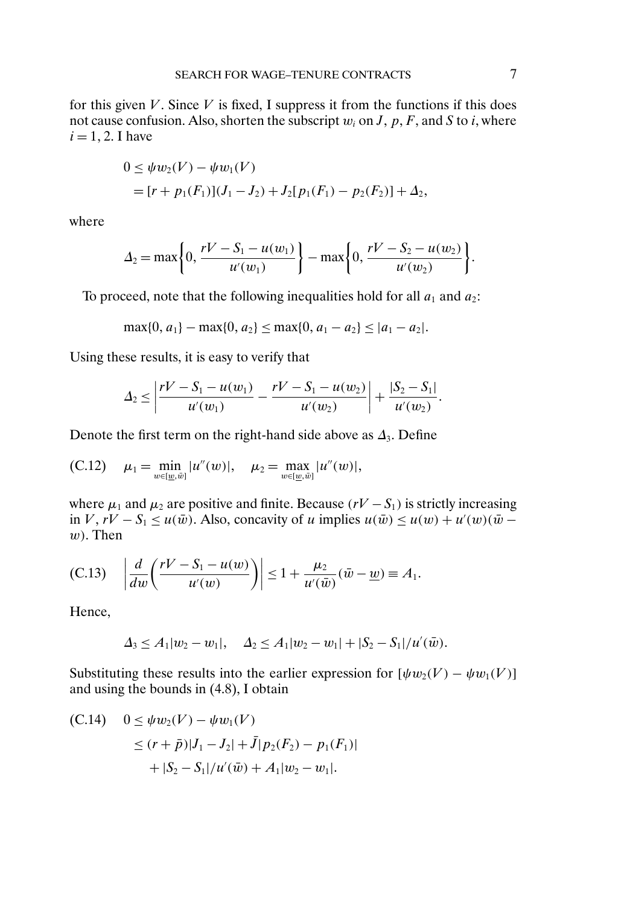for this given $V$. Since $V$ is fixed, I suppress it from the functions if this does not cause confusion. Also, shorten the subscript $w_i$ on $J$, $p$, $F$, and $S$ to $i$, where $i = 1, 2$. I have

$$
\begin{aligned}
0 &\le \psi w_2(V) - \psi w_1(V) \\
&= [r + p_1(F_1)](J_1 - J_2) + J_2[p_1(F_1) - p_2(F_2)] + \Delta_2,
\end{aligned}
$$

where

$$
\Delta_2 = \max\left\{0, \frac{rV - S_1 - u(w_1)}{u'(w_1)}\right\} - \max\left\{0, \frac{rV - S_2 - u(w_2)}{u'(w_2)}\right\}.
$$

To proceed, note that the following inequalities hold for all $a_1$ and $a_2$:

$$
\max\{0, a_1\} - \max\{0, a_2\} \le \max\{0, a_1 - a_2\} \le |a_1 - a_2|.
$$

Using these results, it is easy to verify that

$$
\Delta_2 \le \left|\frac{rV - S_1 - u(w_1)}{u'(w_1)} - \frac{rV - S_1 - u(w_2)}{u'(w_2)}\right| + \frac{|S_2 - S_1|}{u'(w_2)}.
$$

Denote the first term on the right-hand side above as $\Delta_3$. Define

$$
\text{(C.12)} \quad \mu_1 = \min_{w \in [\underline{w}, \bar{w}]} |u''(w)|, \quad \mu_2 = \max_{w \in [\underline{w}, \bar{w}]} |u''(w)|,
$$

where $\mu_1$ and $\mu_2$ are positive and finite. Because $(rV - S_1)$ is strictly increasing in $V$, $rV - S_1 \le u(\bar{w})$. Also, concavity of $u$ implies $u(\bar{w}) \le u(w) + u'(w)(\bar{w} - w)$. Then

$$
\text{(C.13)} \quad \left|\frac{d}{dw}\left(\frac{rV - S_1 - u(w)}{u'(w)}\right)\right| \le 1 + \frac{\mu_2}{u'(\bar{w})}(\bar{w} - \underline{w}) \equiv A_1.
$$

Hence,

$$
\Delta_3 \le A_1|w_2 - w_1|, \quad \Delta_2 \le A_1|w_2 - w_1| + |S_2 - S_1|/u'(\bar{w}).
$$

Substituting these results into the earlier expression for $[\psi w_2(V) - \psi w_1(V)]$ and using the bounds in (4.8), I obtain

$$
\begin{aligned}
\text{(C.14)} \quad 0 &\le \psi w_2(V) - \psi w_1(V) \\
&\le (r + \bar{p})|J_1 - J_2| + \bar{J}|p_2(F_2) - p_1(F_1)| \\
&\quad + |S_2 - S_1|/u'(\bar{w}) + A_1|w_2 - w_1|.
\end{aligned}
$$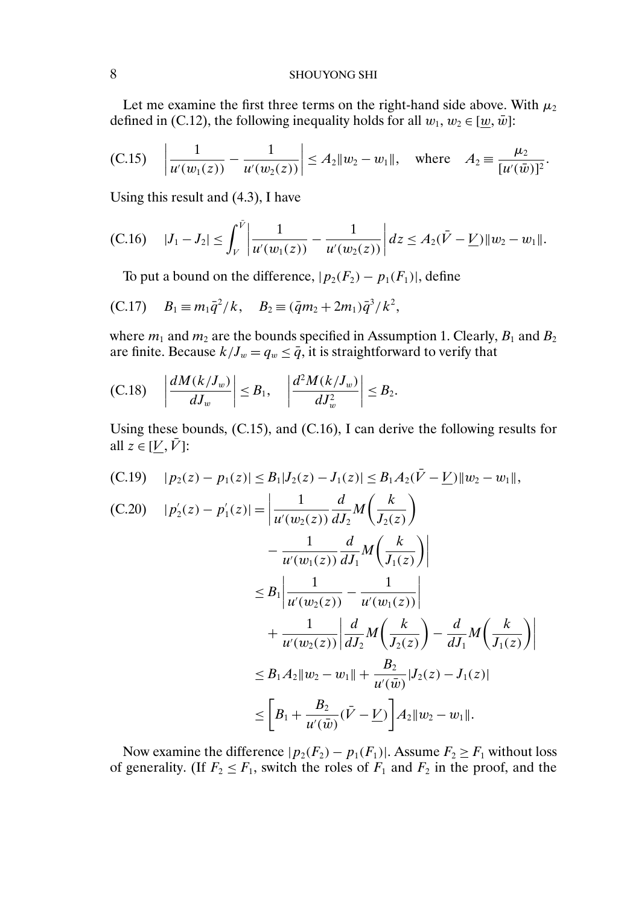Let me examine the first three terms on the right-hand side above. With $\mu_2$ defined in (C.12), the following inequality holds for all $w_1, w_2 \in [\underline{w}, \bar{w}]$:

$$\left| \frac{1}{u'(w_1(z))} - \frac{1}{u'(w_2(z))} \right| \le A_2 \|w_2 - w_1\|, \quad \text{where} \quad A_2 \equiv \frac{\mu_2}{[u'(\bar{w})]^2}. \tag{C.15}$$

Using this result and (4.3), I have

$$|J_1 - J_2| \le \int_{\underline{V}}^{\bar{V}} \left| \frac{1}{u'(w_1(z))} - \frac{1}{u'(w_2(z))} \right| dz \le A_2(\bar{V} - \underline{V}) \|w_2 - w_1\|. \tag{C.16}$$

To put a bound on the difference, $|p_2(F_2) - p_1(F_1)|$, define

$$B_1 \equiv m_1 \bar{q}^2 / k, \quad B_2 \equiv (\bar{q} m_2 + 2m_1) \bar{q}^3 / k^2, \tag{C.17}$$

where $m_1$ and $m_2$ are the bounds specified in Assumption 1. Clearly, $B_1$ and $B_2$ are finite. Because $k/J_w = q_w \le \bar{q}$, it is straightforward to verify that

$$\left| \frac{dM(k/J_w)}{dJ_w} \right| \le B_1, \quad \left| \frac{d^2 M(k/J_w)}{dJ_w^2} \right| \le B_2. \tag{C.18}$$

Using these bounds, (C.15), and (C.16), I can derive the following results for all $z \in [\underline{V}, \bar{V}]$:

$$|p_2(z) - p_1(z)| \le B_1 |J_2(z) - J_1(z)| \le B_1 A_2 (\bar{V} - \underline{V}) \|w_2 - w_1\|, \tag{C.19}$$

$$\begin{aligned}
|p_2'(z) - p_1'(z)| &= \left| \frac{1}{u'(w_2(z))} \frac{d}{dJ_2} M\left( \frac{k}{J_2(z)} \right) - \frac{1}{u'(w_1(z))} \frac{d}{dJ_1} M\left( \frac{k}{J_1(z)} \right) \right| \\
&\le B_1 \left| \frac{1}{u'(w_2(z))} - \frac{1}{u'(w_1(z))} \right| \\
&\quad + \frac{1}{u'(w_2(z))} \left| \frac{d}{dJ_2} M\left( \frac{k}{J_2(z)} \right) - \frac{d}{dJ_1} M\left( \frac{k}{J_1(z)} \right) \right| \\
&\le B_1 A_2 \|w_2 - w_1\| + \frac{B_2}{u'(\bar{w})} |J_2(z) - J_1(z)| \\
&\le \left[ B_1 + \frac{B_2}{u'(\bar{w})} (\bar{V} - \underline{V}) \right] A_2 \|w_2 - w_1\|.
\end{aligned} \tag{C.20}$$

Now examine the difference $|p_2(F_2) - p_1(F_1)|$. Assume $F_2 \ge F_1$ without loss of generality. (If $F_2 \le F_1$, switch the roles of $F_1$ and $F_2$ in the proof, and the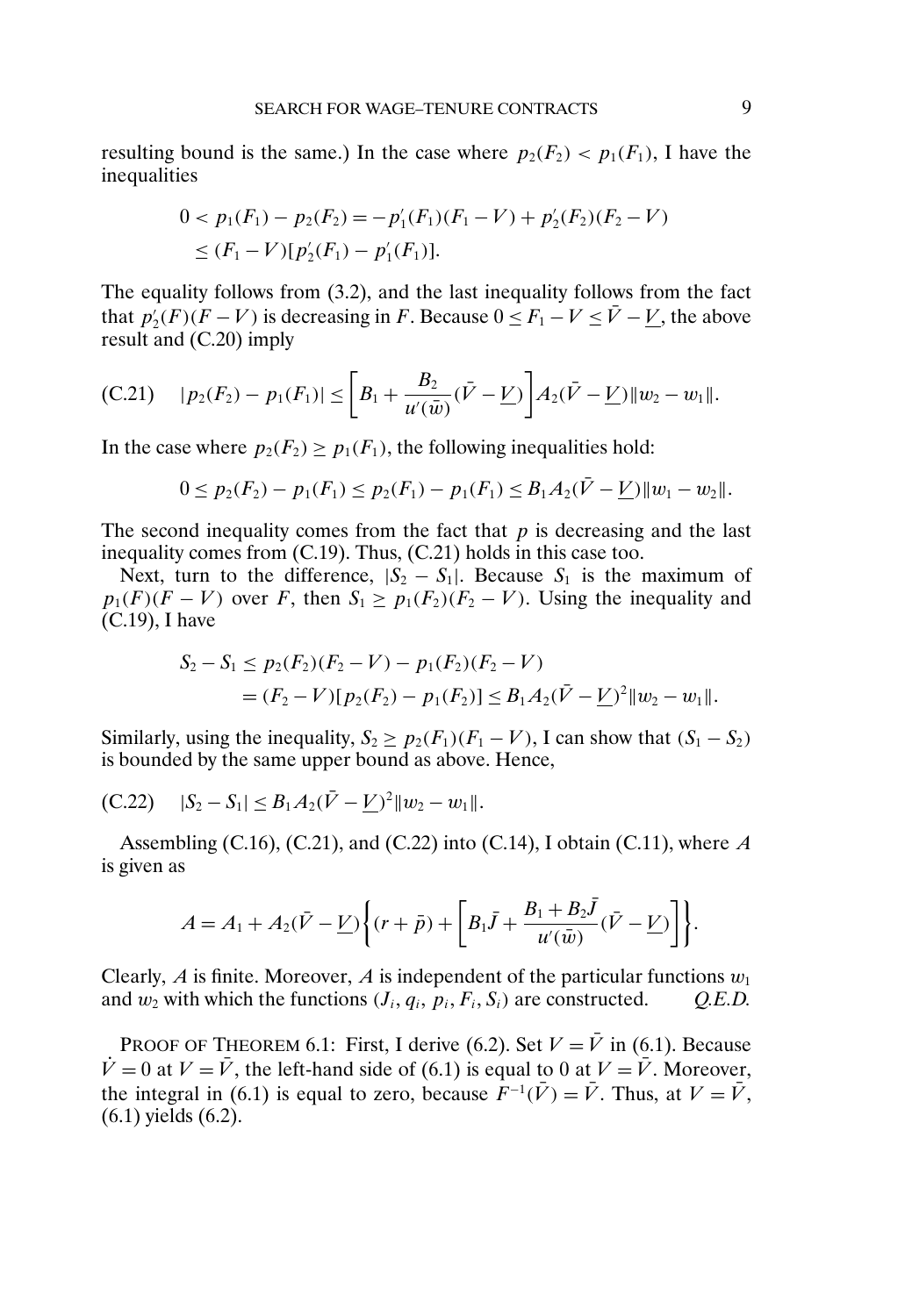resulting bound is the same.) In the case where $p_2(F_2) < p_1(F_1)$, I have the inequalities

$$
\begin{aligned}
0 &< p_1(F_1) - p_2(F_2) = -p_1'(F_1)(F_1 - V) + p_2'(F_2)(F_2 - V) \\
&\leq (F_1 - V)[p_2'(F_1) - p_1'(F_1)].
\end{aligned}
$$

The equality follows from (3.2), and the last inequality follows from the fact that $p_2'(F)(F - V)$ is decreasing in $F$. Because $0 \leq F_1 - V \leq \bar{V} - \underline{V}$, the above result and (C.20) imply

$$
\text{(C.21)} \quad |p_2(F_2) - p_1(F_1)| \leq \left[B_1 + \frac{B_2}{u'(\bar{w})}(\bar{V} - \underline{V})\right] A_2(\bar{V} - \underline{V})\|w_2 - w_1\|.
$$

In the case where $p_2(F_2) \geq p_1(F_1)$, the following inequalities hold:

$$
0 \leq p_2(F_2) - p_1(F_1) \leq p_2(F_1) - p_1(F_1) \leq B_1 A_2(\bar{V} - \underline{V})\|w_1 - w_2\|.
$$

The second inequality comes from the fact that $p$ is decreasing and the last inequality comes from (C.19). Thus, (C.21) holds in this case too.

Next, turn to the difference, $|S_2 - S_1|$. Because $S_1$ is the maximum of $p_1(F)(F - V)$ over $F$, then $S_1 \geq p_1(F_2)(F_2 - V)$. Using the inequality and (C.19), I have

$$
\begin{aligned}
S_2 - S_1 &\leq p_2(F_2)(F_2 - V) - p_1(F_2)(F_2 - V) \\
&= (F_2 - V)[p_2(F_2) - p_1(F_2)] \leq B_1 A_2(\bar{V} - \underline{V})^2\|w_2 - w_1\|.
\end{aligned}
$$

Similarly, using the inequality, $S_2 \geq p_2(F_1)(F_1 - V)$, I can show that $(S_1 - S_2)$ is bounded by the same upper bound as above. Hence,

$$
\text{(C.22)} \quad |S_2 - S_1| \leq B_1 A_2(\bar{V} - \underline{V})^2\|w_2 - w_1\|.
$$

Assembling (C.16), (C.21), and (C.22) into (C.14), I obtain (C.11), where $A$ is given as

$$
A = A_1 + A_2(\bar{V} - \underline{V})\left\{(r + \bar{p}) + \left[B_1\bar{J} + \frac{B_1 + B_2\bar{J}}{u'(\bar{w})}(\bar{V} - \underline{V})\right]\right\}.
$$

Clearly, $A$ is finite. Moreover, $A$ is independent of the particular functions $w_1$ and $w_2$ with which the functions $(J_i, q_i, p_i, F_i, S_i)$ are constructed. *Q.E.D.*

Proof of Theorem 6.1: First, I derive (6.2). Set $V = \bar{V}$ in (6.1). Because $\dot{V} = 0$ at $V = \bar{V}$, the left-hand side of (6.1) is equal to 0 at $V = \bar{V}$. Moreover, the integral in (6.1) is equal to zero, because $F^{-1}(\bar{V}) = \bar{V}$. Thus, at $V = \bar{V}$, (6.1) yields (6.2).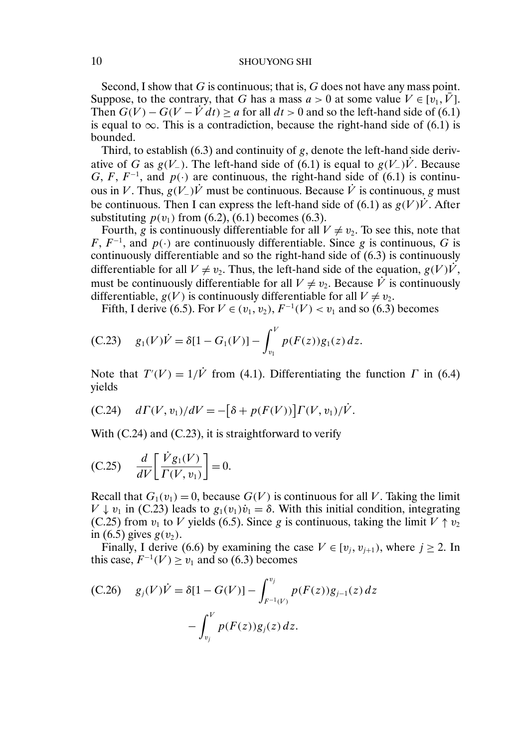Second, I show that $G$ is continuous; that is, $G$ does not have any mass point. Suppose, to the contrary, that $G$ has a mass $a > 0$ at some value $V \in [v_1, \bar{V}]$. Then $G(V) - G(V - \dot{V}\,dt) \geq a$ for all $dt > 0$ and so the left-hand side of (6.1) is equal to $\infty$. This is a contradiction, because the right-hand side of (6.1) is bounded.

Third, to establish (6.3) and continuity of $g$, denote the left-hand side derivative of $G$ as $g(V_-)$. The left-hand side of (6.1) is equal to $g(V_-)\dot{V}$. Because $G$, $F$, $F^{-1}$, and $p(\cdot)$ are continuous, the right-hand side of (6.1) is continuous in $V$. Thus, $g(V_-)\dot{V}$ must be continuous. Because $\dot{V}$ is continuous, $g$ must be continuous. Then I can express the left-hand side of (6.1) as $g(V)\dot{V}$. After substituting $p(v_1)$ from (6.2), (6.1) becomes (6.3).

Fourth, $g$ is continuously differentiable for all $V \neq v_2$. To see this, note that $F$, $F^{-1}$, and $p(\cdot)$ are continuously differentiable. Since $g$ is continuous, $G$ is continuously differentiable and so the right-hand side of (6.3) is continuously differentiable for all $V \neq v_2$. Thus, the left-hand side of the equation, $g(V)\dot{V}$, must be continuously differentiable for all $V \neq v_2$. Because $\dot{V}$ is continuously differentiable, $g(V)$ is continuously differentiable for all $V \neq v_2$.

Fifth, I derive (6.5). For $V \in (v_1, v_2)$, $F^{-1}(V) < v_1$ and so (6.3) becomes

$$\text{(C.23)} \quad g_1(V)\dot{V} = \delta[1 - G_1(V)] - \int_{v_1}^{V} p(F(z))g_1(z)\,dz.$$

Note that $T'(V) = 1/\dot{V}$ from (4.1). Differentiating the function $\Gamma$ in (6.4) yields

$$\text{(C.24)} \quad d\Gamma(V, v_1)/dV = -\big[\delta + p(F(V))\big]\Gamma(V, v_1)/\dot{V}.$$

With (C.24) and (C.23), it is straightforward to verify

$$\text{(C.25)} \quad \frac{d}{dV}\left[\frac{\dot{V}g_1(V)}{\Gamma(V, v_1)}\right] = 0.$$

Recall that $G_1(v_1) = 0$, because $G(V)$ is continuous for all $V$. Taking the limit $V \downarrow v_1$ in (C.23) leads to $g_1(v_1)\dot{v}_1 = \delta$. With this initial condition, integrating (C.25) from $v_1$ to $V$ yields (6.5). Since $g$ is continuous, taking the limit $V \uparrow v_2$ in (6.5) gives $g(v_2)$.

Finally, I derive (6.6) by examining the case $V \in [v_j, v_{j+1})$, where $j \geq 2$. In this case, $F^{-1}(V) \geq v_1$ and so (6.3) becomes

$$\text{(C.26)} \quad g_j(V)\dot{V} = \delta[1 - G(V)] - \int_{F^{-1}(V)}^{v_j} p(F(z))g_{j-1}(z)\,dz - \int_{v_j}^{V} p(F(z))g_j(z)\,dz.$$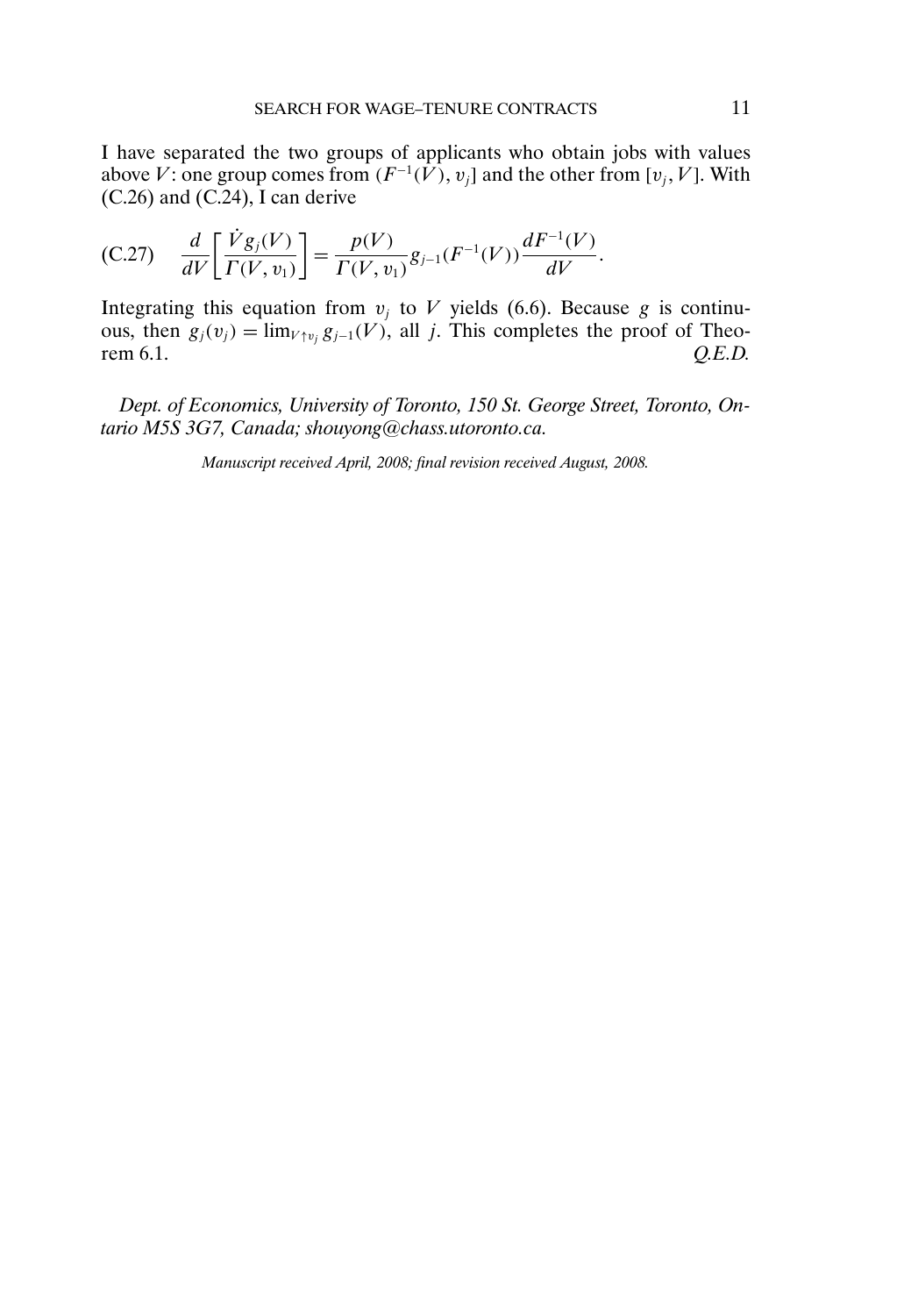I have separated the two groups of applicants who obtain jobs with values above $V$: one group comes from $(F^{-1}(V), v_j]$ and the other from $[v_j, V]$. With (C.26) and (C.24), I can derive

$$\frac{d}{dV}\left[\frac{\dot{V} g_j(V)}{\Gamma(V, v_1)}\right] = \frac{p(V)}{\Gamma(V, v_1)} g_{j-1}(F^{-1}(V)) \frac{dF^{-1}(V)}{dV}. \tag{C.27}$$

Integrating this equation from $v_j$ to $V$ yields (6.6). Because $g$ is continuous, then $g_j(v_j) = \lim_{V \uparrow v_j} g_{j-1}(V)$, all $j$. This completes the proof of Theorem 6.1. *Q.E.D.*

*Dept. of Economics, University of Toronto, 150 St. George Street, Toronto, Ontario M5S 3G7, Canada; shouyong@chass.utoronto.ca.*

*Manuscript received April, 2008; final revision received August, 2008.*